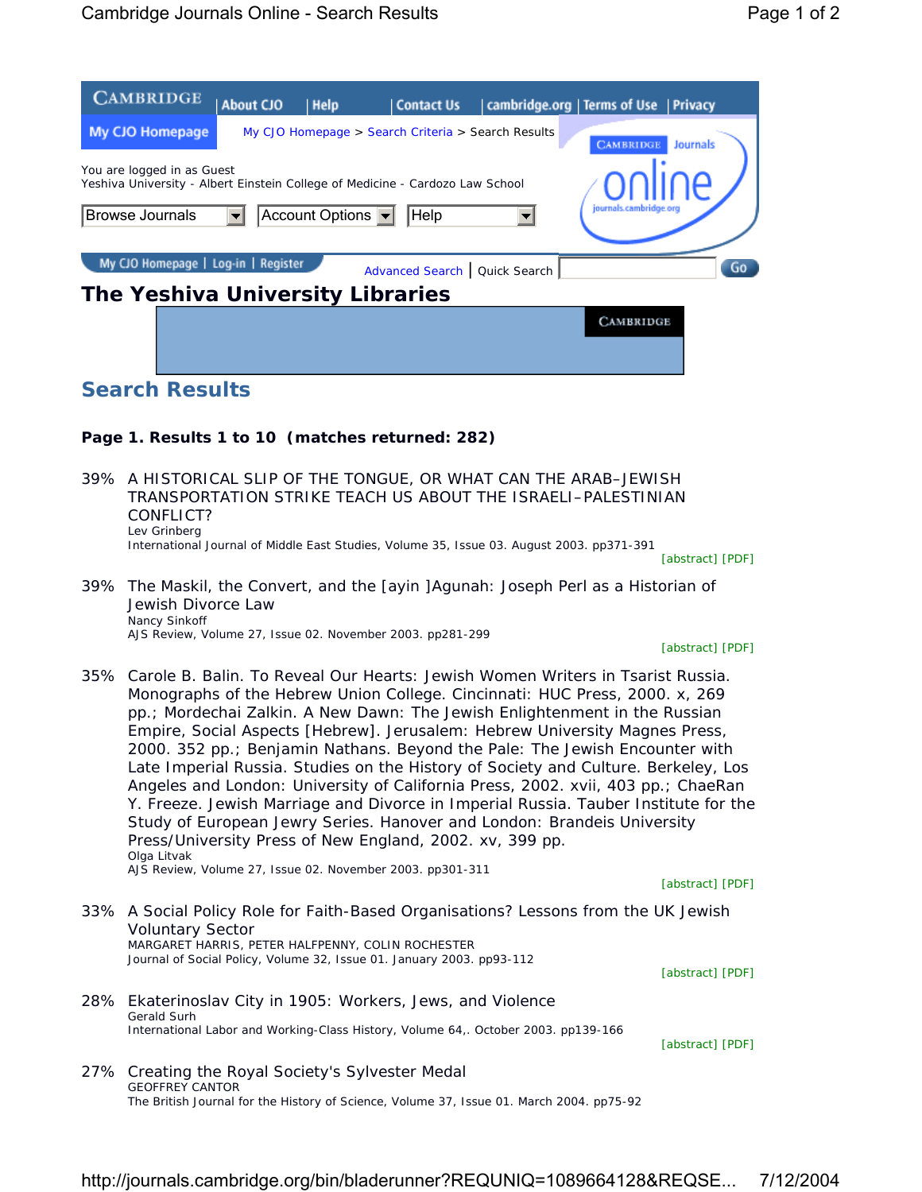Cambridge | About CJO | Help | Contact Us | cambridge.org | Terms of Use | Privacy

My CJO Homepage

My CJO Homepage > Search Criteria > Search Results

You are logged in as Guest
Yeshiva University - Albert Einstein College of Medicine - Cardozo Law School

Browse Journals | Account Options | Help

My CJO Homepage | Log-in | Register

Advanced Search | Quick Search | Go

# The Yeshiva University Libraries

## Search Results

**Page 1. Results 1 to 10 (matches returned: 282)**

39% A HISTORICAL SLIP OF THE TONGUE, OR WHAT CAN THE ARAB–JEWISH TRANSPORTATION STRIKE TEACH US ABOUT THE ISRAELI–PALESTINIAN CONFLICT?
Lev Grinberg
International Journal of Middle East Studies, Volume 35, Issue 03. August 2003. pp371-391
[abstract] [PDF]

39% The Maskil, the Convert, and the [ayin ]Agunah: Joseph Perl as a Historian of Jewish Divorce Law
Nancy Sinkoff
AJS Review, Volume 27, Issue 02. November 2003. pp281-299
[abstract] [PDF]

35% Carole B. Balin. To Reveal Our Hearts: Jewish Women Writers in Tsarist Russia. Monographs of the Hebrew Union College. Cincinnati: HUC Press, 2000. x, 269 pp.; Mordechai Zalkin. A New Dawn: The Jewish Enlightenment in the Russian Empire, Social Aspects [Hebrew]. Jerusalem: Hebrew University Magnes Press, 2000. 352 pp.; Benjamin Nathans. Beyond the Pale: The Jewish Encounter with Late Imperial Russia. Studies on the History of Society and Culture. Berkeley, Los Angeles and London: University of California Press, 2002. xvii, 403 pp.; ChaeRan Y. Freeze. Jewish Marriage and Divorce in Imperial Russia. Tauber Institute for the Study of European Jewry Series. Hanover and London: Brandeis University Press/University Press of New England, 2002. xv, 399 pp.
Olga Litvak
AJS Review, Volume 27, Issue 02. November 2003. pp301-311
[abstract] [PDF]

33% A Social Policy Role for Faith-Based Organisations? Lessons from the UK Jewish Voluntary Sector
MARGARET HARRIS, PETER HALFPENNY, COLIN ROCHESTER
Journal of Social Policy, Volume 32, Issue 01. January 2003. pp93-112
[abstract] [PDF]

28% Ekaterinoslav City in 1905: Workers, Jews, and Violence
Gerald Surh
International Labor and Working-Class History, Volume 64,. October 2003. pp139-166
[abstract] [PDF]

27% Creating the Royal Society's Sylvester Medal
GEOFFREY CANTOR
The British Journal for the History of Science, Volume 37, Issue 01. March 2004. pp75-92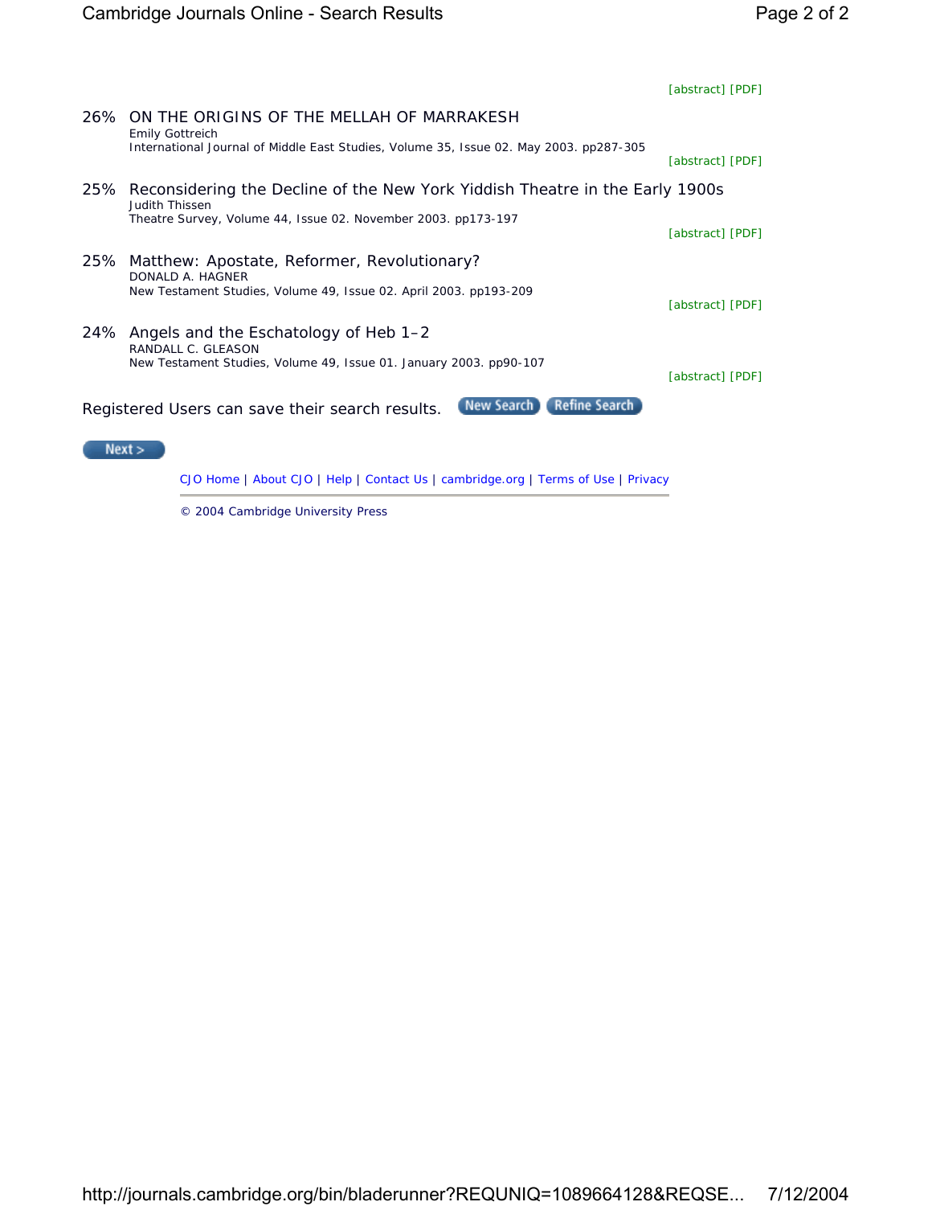[abstract] [PDF]

26% ON THE ORIGINS OF THE MELLAH OF MARRAKESH
Emily Gottreich
International Journal of Middle East Studies, Volume 35, Issue 02. May 2003. pp287-305

[abstract] [PDF]

25% Reconsidering the Decline of the New York Yiddish Theatre in the Early 1900s
Judith Thissen
Theatre Survey, Volume 44, Issue 02. November 2003. pp173-197

[abstract] [PDF]

25% Matthew: Apostate, Reformer, Revolutionary?
DONALD A. HAGNER
New Testament Studies, Volume 49, Issue 02. April 2003. pp193-209

[abstract] [PDF]

24% Angels and the Eschatology of Heb 1–2
RANDALL C. GLEASON
New Testament Studies, Volume 49, Issue 01. January 2003. pp90-107

[abstract] [PDF]

Registered Users can save their search results. New Search Refine Search

Next >

CJO Home | About CJO | Help | Contact Us | cambridge.org | Terms of Use | Privacy

© 2004 Cambridge University Press